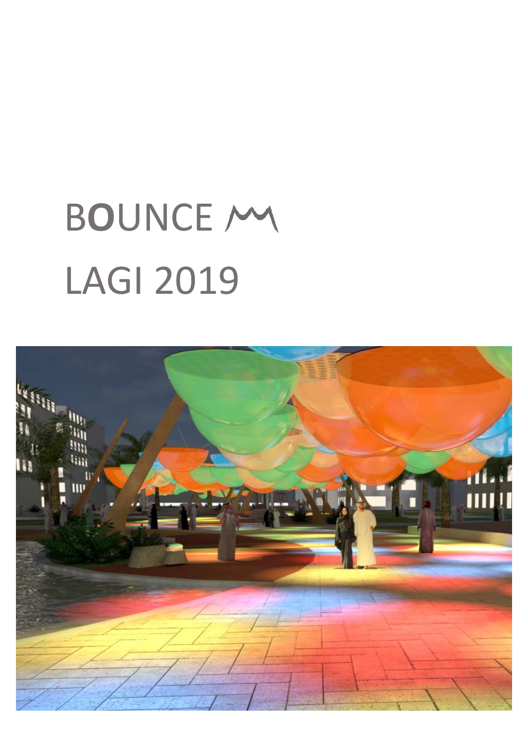# BOUNCE

# LAGI 2019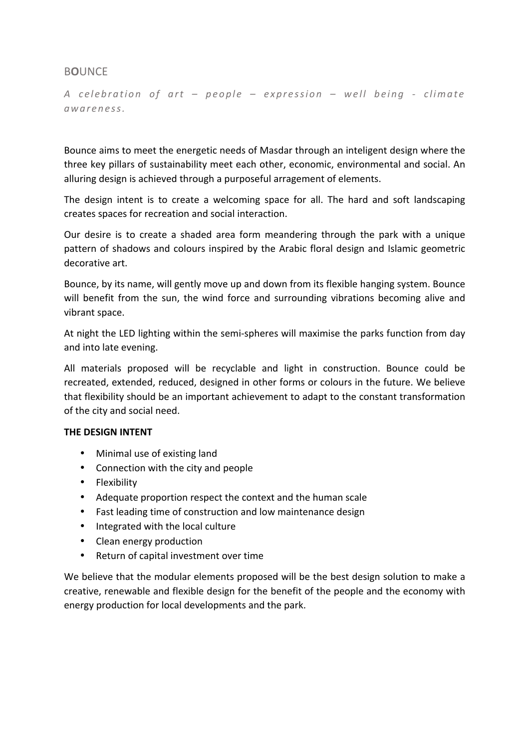# B**O**UNCE

*A celebration of art – people – expression – well being - climate awareness.*

Bounce aims to meet the energetic needs of Masdar through an inteligent design where the three key pillars of sustainability meet each other, economic, environmental and social. An alluring design is achieved through a purposeful arragement of elements.

The design intent is to create a welcoming space for all. The hard and soft landscaping creates spaces for recreation and social interaction.

Our desire is to create a shaded area form meandering through the park with a unique pattern of shadows and colours inspired by the Arabic floral design and Islamic geometric decorative art.

Bounce, by its name, will gently move up and down from its flexible hanging system. Bounce will benefit from the sun, the wind force and surrounding vibrations becoming alive and vibrant space.

At night the LED lighting within the semi-spheres will maximise the parks function from day and into late evening.

All materials proposed will be recyclable and light in construction. Bounce could be recreated, extended, reduced, designed in other forms or colours in the future. We believe that flexibility should be an important achievement to adapt to the constant transformation of the city and social need.

**THE DESIGN INTENT**

- Minimal use of existing land
- Connection with the city and people
- Flexibility
- Adequate proportion respect the context and the human scale
- Fast leading time of construction and low maintenance design
- Integrated with the local culture
- Clean energy production
- Return of capital investment over time

We believe that the modular elements proposed will be the best design solution to make a creative, renewable and flexible design for the benefit of the people and the economy with energy production for local developments and the park.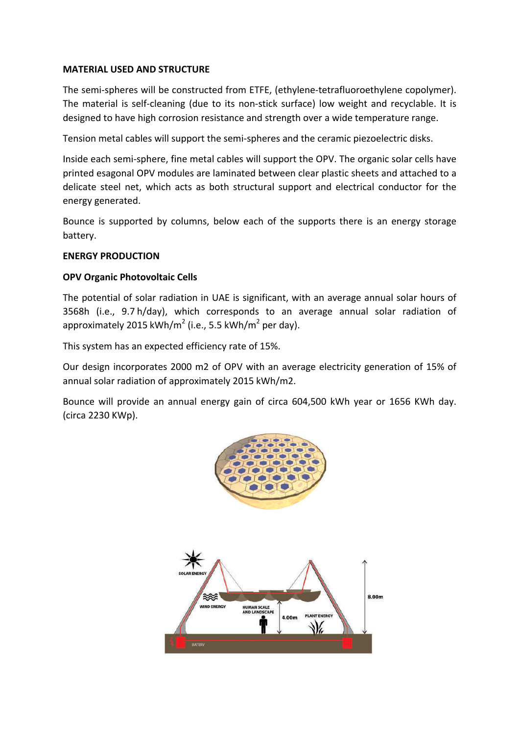**MATERIAL USED AND STRUCTURE**

The semi-spheres will be constructed from ETFE, (ethylene-tetrafluoroethylene copolymer). The material is self-cleaning (due to its non-stick surface) low weight and recyclable. It is designed to have high corrosion resistance and strength over a wide temperature range.

Tension metal cables will support the semi-spheres and the ceramic piezoelectric disks.

Inside each semi-sphere, fine metal cables will support the OPV. The organic solar cells have printed esagonal OPV modules are laminated between clear plastic sheets and attached to a delicate steel net, which acts as both structural support and electrical conductor for the energy generated.

Bounce is supported by columns, below each of the supports there is an energy storage battery.

**ENERGY PRODUCTION**

**OPV Organic Photovoltaic Cells**

The potential of solar radiation in UAE is significant, with an average annual solar hours of 3568h (i.e., 9.7 h/day), which corresponds to an average annual solar radiation of approximately 2015 kWh/m$^2$ (i.e., 5.5 kWh/m$^2$ per day).

This system has an expected efficiency rate of 15%.

Our design incorporates 2000 m2 of OPV with an average electricity generation of 15% of annual solar radiation of approximately 2015 kWh/m2.

Bounce will provide an annual energy gain of circa 604,500 kWh year or 1656 KWh day. (circa 2230 KWp).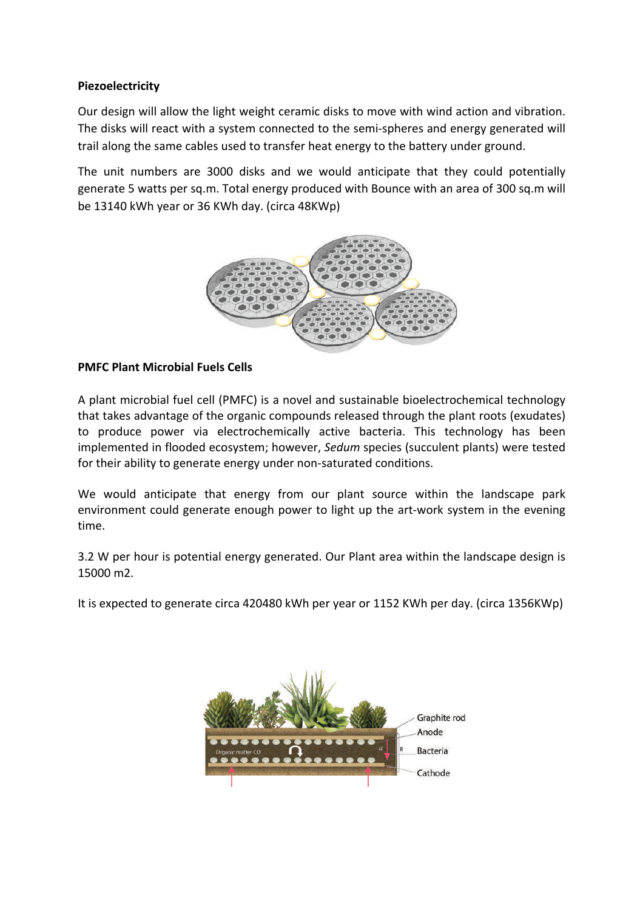**Piezoelectricity**

Our design will allow the light weight ceramic disks to move with wind action and vibration. The disks will react with a system connected to the semi-spheres and energy generated will trail along the same cables used to transfer heat energy to the battery under ground.

The unit numbers are 3000 disks and we would anticipate that they could potentially generate 5 watts per sq.m. Total energy produced with Bounce with an area of 300 sq.m will be 13140 kWh year or 36 KWh day. (circa 48KWp)

**PMFC Plant Microbial Fuels Cells**

A plant microbial fuel cell (PMFC) is a novel and sustainable bioelectrochemical technology that takes advantage of the organic compounds released through the plant roots (exudates) to produce power via electrochemically active bacteria. This technology has been implemented in flooded ecosystem; however, *Sedum* species (succulent plants) were tested for their ability to generate energy under non-saturated conditions.

We would anticipate that energy from our plant source within the landscape park environment could generate enough power to light up the art-work system in the evening time.

3.2 W per hour is potential energy generated. Our Plant area within the landscape design is 15000 m2.

It is expected to generate circa 420480 kWh per year or 1152 KWh per day. (circa 1356KWp)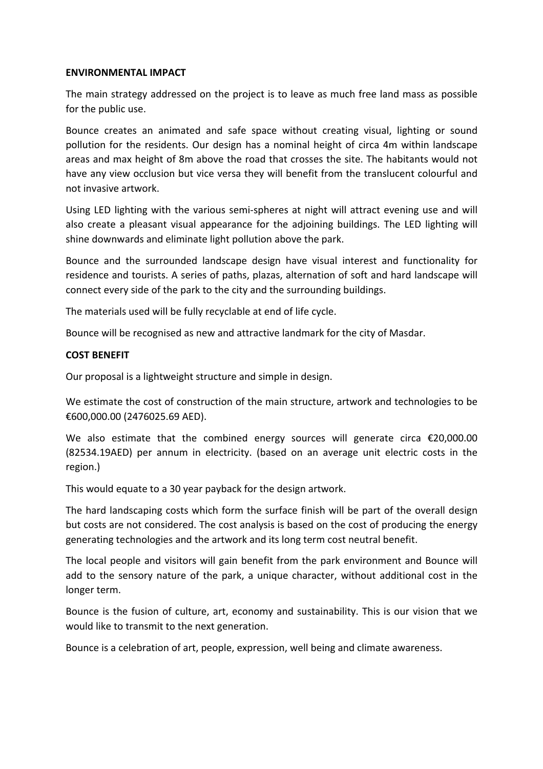**ENVIRONMENTAL IMPACT**

The main strategy addressed on the project is to leave as much free land mass as possible for the public use.

Bounce creates an animated and safe space without creating visual, lighting or sound pollution for the residents. Our design has a nominal height of circa 4m within landscape areas and max height of 8m above the road that crosses the site. The habitants would not have any view occlusion but vice versa they will benefit from the translucent colourful and not invasive artwork.

Using LED lighting with the various semi-spheres at night will attract evening use and will also create a pleasant visual appearance for the adjoining buildings. The LED lighting will shine downwards and eliminate light pollution above the park.

Bounce and the surrounded landscape design have visual interest and functionality for residence and tourists. A series of paths, plazas, alternation of soft and hard landscape will connect every side of the park to the city and the surrounding buildings.

The materials used will be fully recyclable at end of life cycle.

Bounce will be recognised as new and attractive landmark for the city of Masdar.

**COST BENEFIT**

Our proposal is a lightweight structure and simple in design.

We estimate the cost of construction of the main structure, artwork and technologies to be €600,000.00 (2476025.69 AED).

We also estimate that the combined energy sources will generate circa €20,000.00 (82534.19AED) per annum in electricity. (based on an average unit electric costs in the region.)

This would equate to a 30 year payback for the design artwork.

The hard landscaping costs which form the surface finish will be part of the overall design but costs are not considered. The cost analysis is based on the cost of producing the energy generating technologies and the artwork and its long term cost neutral benefit.

The local people and visitors will gain benefit from the park environment and Bounce will add to the sensory nature of the park, a unique character, without additional cost in the longer term.

Bounce is the fusion of culture, art, economy and sustainability. This is our vision that we would like to transmit to the next generation.

Bounce is a celebration of art, people, expression, well being and climate awareness.